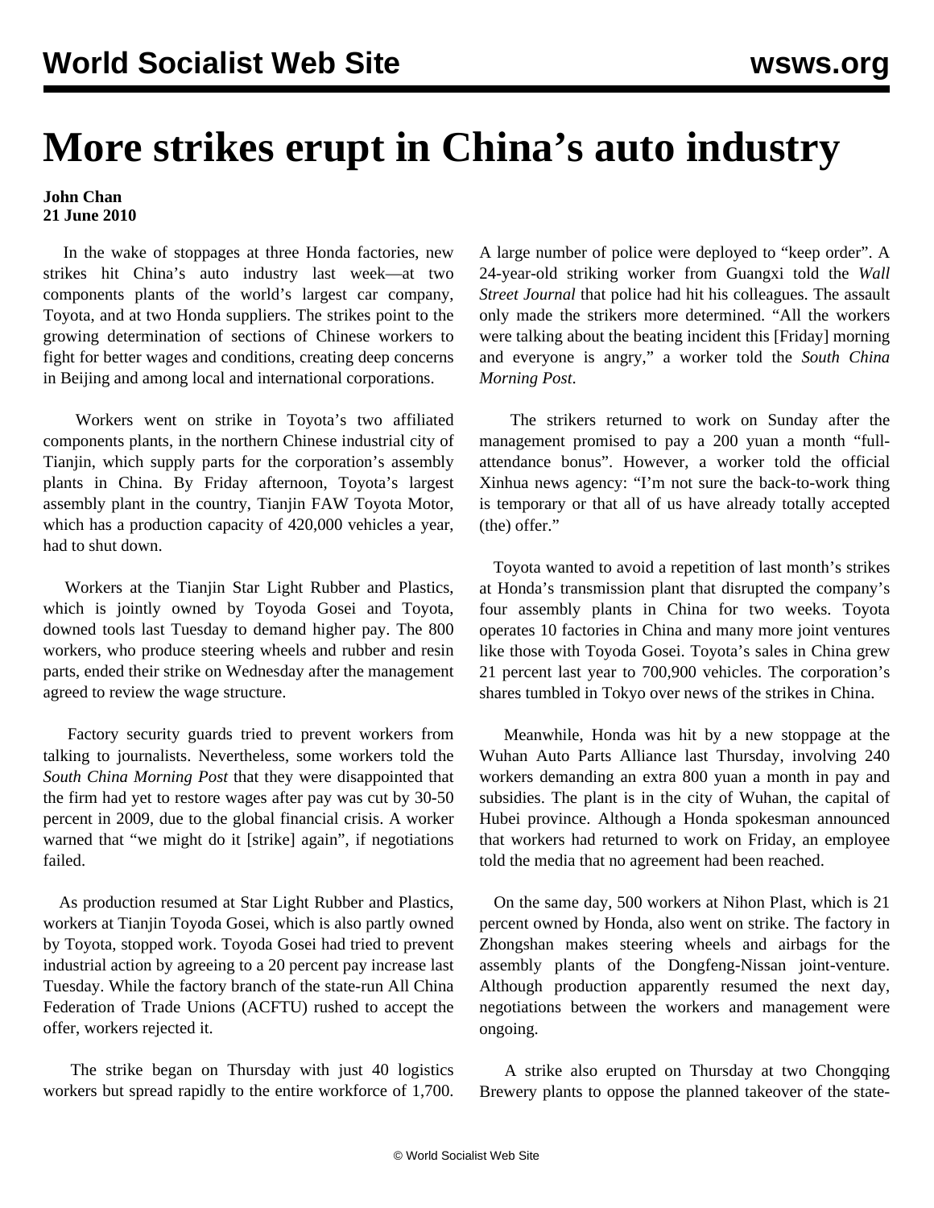# More strikes erupt in China's auto industry

**John Chan**
**21 June 2010**

In the wake of stoppages at three Honda factories, new strikes hit China's auto industry last week—at two components plants of the world's largest car company, Toyota, and at two Honda suppliers. The strikes point to the growing determination of sections of Chinese workers to fight for better wages and conditions, creating deep concerns in Beijing and among local and international corporations.

Workers went on strike in Toyota's two affiliated components plants, in the northern Chinese industrial city of Tianjin, which supply parts for the corporation's assembly plants in China. By Friday afternoon, Toyota's largest assembly plant in the country, Tianjin FAW Toyota Motor, which has a production capacity of 420,000 vehicles a year, had to shut down.

Workers at the Tianjin Star Light Rubber and Plastics, which is jointly owned by Toyoda Gosei and Toyota, downed tools last Tuesday to demand higher pay. The 800 workers, who produce steering wheels and rubber and resin parts, ended their strike on Wednesday after the management agreed to review the wage structure.

Factory security guards tried to prevent workers from talking to journalists. Nevertheless, some workers told the *South China Morning Post* that they were disappointed that the firm had yet to restore wages after pay was cut by 30-50 percent in 2009, due to the global financial crisis. A worker warned that "we might do it [strike] again", if negotiations failed.

As production resumed at Star Light Rubber and Plastics, workers at Tianjin Toyoda Gosei, which is also partly owned by Toyota, stopped work. Toyoda Gosei had tried to prevent industrial action by agreeing to a 20 percent pay increase last Tuesday. While the factory branch of the state-run All China Federation of Trade Unions (ACFTU) rushed to accept the offer, workers rejected it.

The strike began on Thursday with just 40 logistics workers but spread rapidly to the entire workforce of 1,700. A large number of police were deployed to "keep order". A 24-year-old striking worker from Guangxi told the *Wall Street Journal* that police had hit his colleagues. The assault only made the strikers more determined. "All the workers were talking about the beating incident this [Friday] morning and everyone is angry," a worker told the *South China Morning Post*.

The strikers returned to work on Sunday after the management promised to pay a 200 yuan a month "full-attendance bonus". However, a worker told the official Xinhua news agency: "I'm not sure the back-to-work thing is temporary or that all of us have already totally accepted (the) offer."

Toyota wanted to avoid a repetition of last month's strikes at Honda's transmission plant that disrupted the company's four assembly plants in China for two weeks. Toyota operates 10 factories in China and many more joint ventures like those with Toyoda Gosei. Toyota's sales in China grew 21 percent last year to 700,900 vehicles. The corporation's shares tumbled in Tokyo over news of the strikes in China.

Meanwhile, Honda was hit by a new stoppage at the Wuhan Auto Parts Alliance last Thursday, involving 240 workers demanding an extra 800 yuan a month in pay and subsidies. The plant is in the city of Wuhan, the capital of Hubei province. Although a Honda spokesman announced that workers had returned to work on Friday, an employee told the media that no agreement had been reached.

On the same day, 500 workers at Nihon Plast, which is 21 percent owned by Honda, also went on strike. The factory in Zhongshan makes steering wheels and airbags for the assembly plants of the Dongfeng-Nissan joint-venture. Although production apparently resumed the next day, negotiations between the workers and management were ongoing.

A strike also erupted on Thursday at two Chongqing Brewery plants to oppose the planned takeover of the state-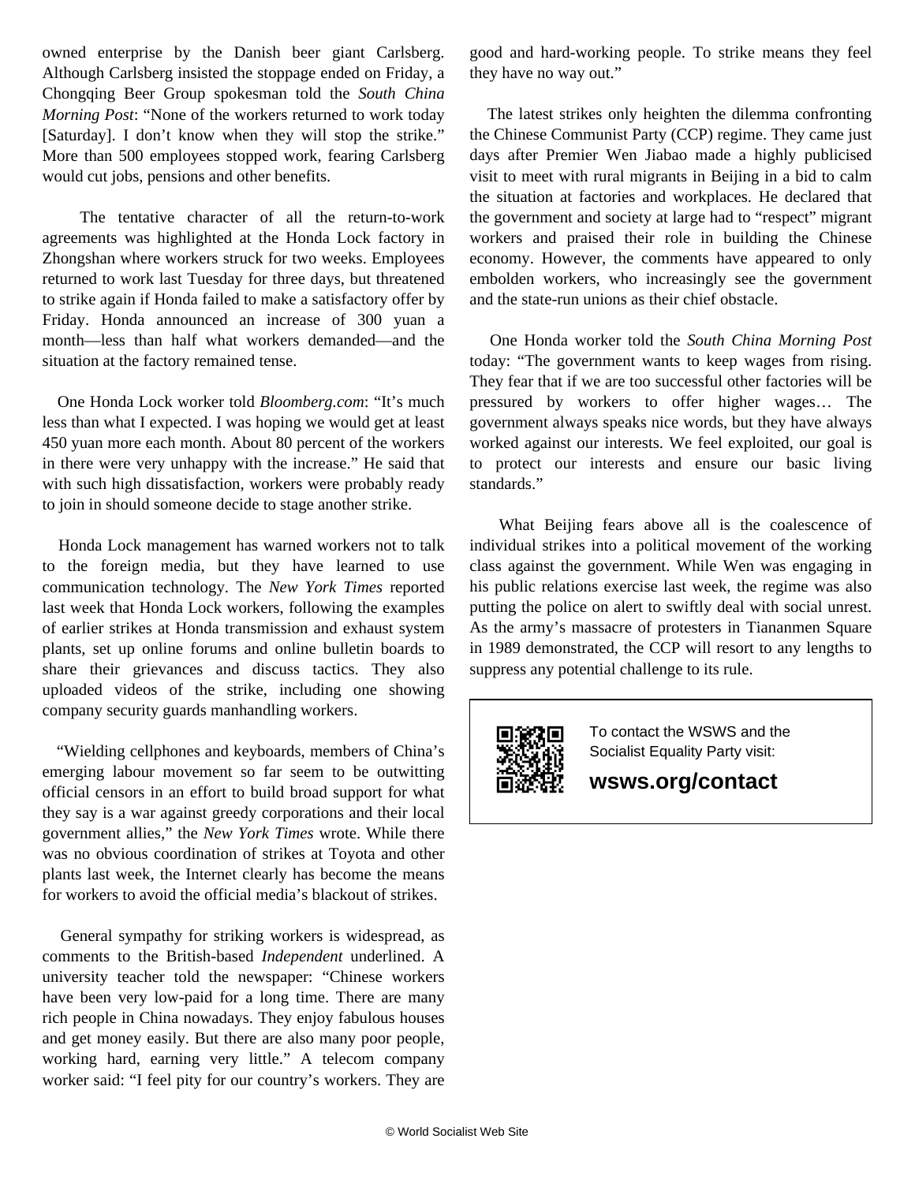owned enterprise by the Danish beer giant Carlsberg. Although Carlsberg insisted the stoppage ended on Friday, a Chongqing Beer Group spokesman told the *South China Morning Post*: "None of the workers returned to work today [Saturday]. I don't know when they will stop the strike." More than 500 employees stopped work, fearing Carlsberg would cut jobs, pensions and other benefits.

The tentative character of all the return-to-work agreements was highlighted at the Honda Lock factory in Zhongshan where workers struck for two weeks. Employees returned to work last Tuesday for three days, but threatened to strike again if Honda failed to make a satisfactory offer by Friday. Honda announced an increase of 300 yuan a month—less than half what workers demanded—and the situation at the factory remained tense.

One Honda Lock worker told *Bloomberg.com*: "It's much less than what I expected. I was hoping we would get at least 450 yuan more each month. About 80 percent of the workers in there were very unhappy with the increase." He said that with such high dissatisfaction, workers were probably ready to join in should someone decide to stage another strike.

Honda Lock management has warned workers not to talk to the foreign media, but they have learned to use communication technology. The *New York Times* reported last week that Honda Lock workers, following the examples of earlier strikes at Honda transmission and exhaust system plants, set up online forums and online bulletin boards to share their grievances and discuss tactics. They also uploaded videos of the strike, including one showing company security guards manhandling workers.

"Wielding cellphones and keyboards, members of China's emerging labour movement so far seem to be outwitting official censors in an effort to build broad support for what they say is a war against greedy corporations and their local government allies," the *New York Times* wrote. While there was no obvious coordination of strikes at Toyota and other plants last week, the Internet clearly has become the means for workers to avoid the official media's blackout of strikes.

General sympathy for striking workers is widespread, as comments to the British-based *Independent* underlined. A university teacher told the newspaper: "Chinese workers have been very low-paid for a long time. There are many rich people in China nowadays. They enjoy fabulous houses and get money easily. But there are also many poor people, working hard, earning very little." A telecom company worker said: "I feel pity for our country's workers. They are good and hard-working people. To strike means they feel they have no way out."

The latest strikes only heighten the dilemma confronting the Chinese Communist Party (CCP) regime. They came just days after Premier Wen Jiabao made a highly publicised visit to meet with rural migrants in Beijing in a bid to calm the situation at factories and workplaces. He declared that the government and society at large had to "respect" migrant workers and praised their role in building the Chinese economy. However, the comments have appeared to only embolden workers, who increasingly see the government and the state-run unions as their chief obstacle.

One Honda worker told the *South China Morning Post* today: "The government wants to keep wages from rising. They fear that if we are too successful other factories will be pressured by workers to offer higher wages… The government always speaks nice words, but they have always worked against our interests. We feel exploited, our goal is to protect our interests and ensure our basic living standards."

What Beijing fears above all is the coalescence of individual strikes into a political movement of the working class against the government. While Wen was engaging in his public relations exercise last week, the regime was also putting the police on alert to swiftly deal with social unrest. As the army's massacre of protesters in Tiananmen Square in 1989 demonstrated, the CCP will resort to any lengths to suppress any potential challenge to its rule.

To contact the WSWS and the Socialist Equality Party visit:

**wsws.org/contact**